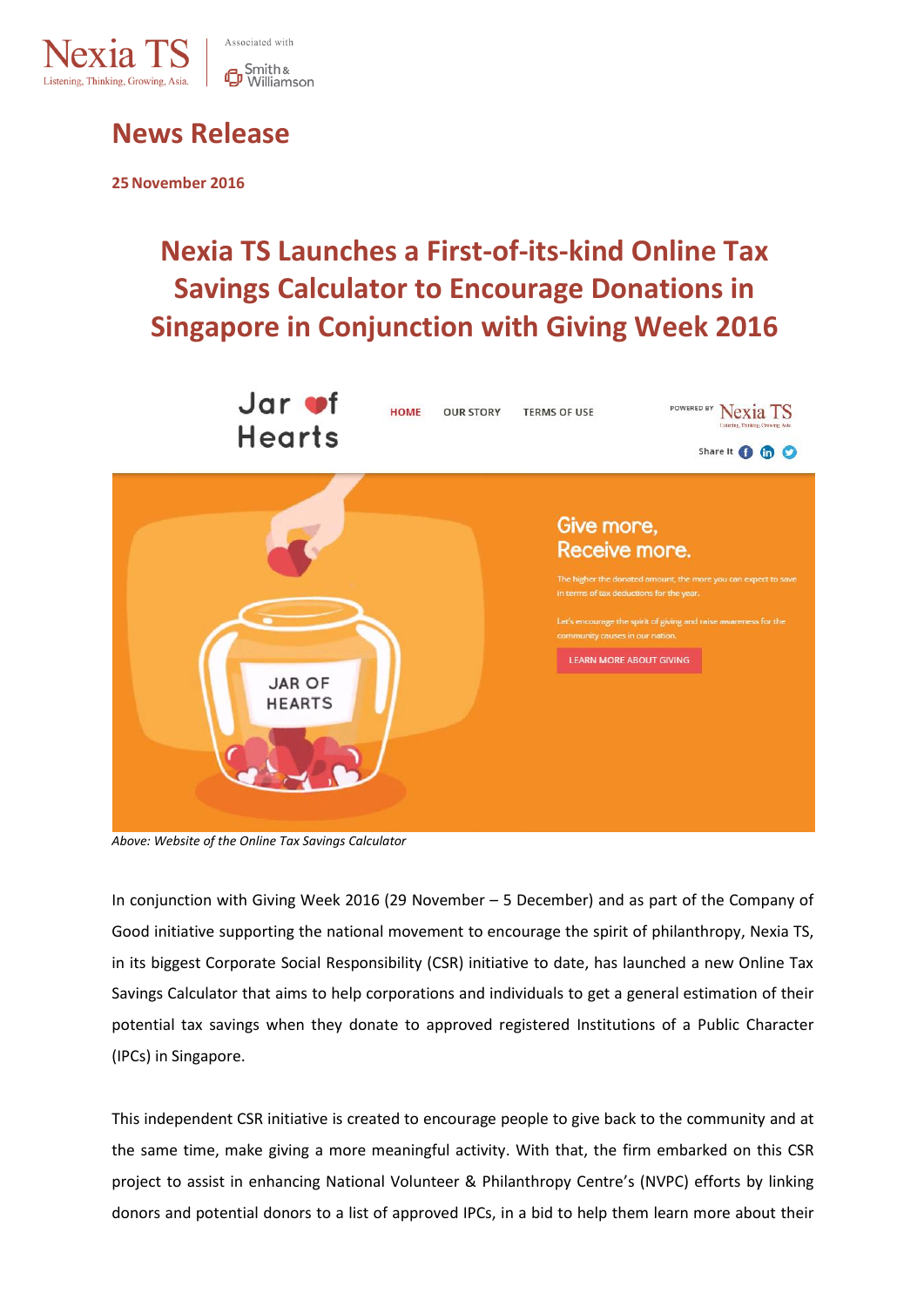# News Release

**25 November 2016**

## Nexia TS Launches a First-of-its-kind Online Tax Savings Calculator to Encourage Donations in Singapore in Conjunction with Giving Week 2016

*Above: Website of the Online Tax Savings Calculator*

In conjunction with Giving Week 2016 (29 November – 5 December) and as part of the Company of Good initiative supporting the national movement to encourage the spirit of philanthropy, Nexia TS, in its biggest Corporate Social Responsibility (CSR) initiative to date, has launched a new Online Tax Savings Calculator that aims to help corporations and individuals to get a general estimation of their potential tax savings when they donate to approved registered Institutions of a Public Character (IPCs) in Singapore.

This independent CSR initiative is created to encourage people to give back to the community and at the same time, make giving a more meaningful activity. With that, the firm embarked on this CSR project to assist in enhancing National Volunteer & Philanthropy Centre's (NVPC) efforts by linking donors and potential donors to a list of approved IPCs, in a bid to help them learn more about their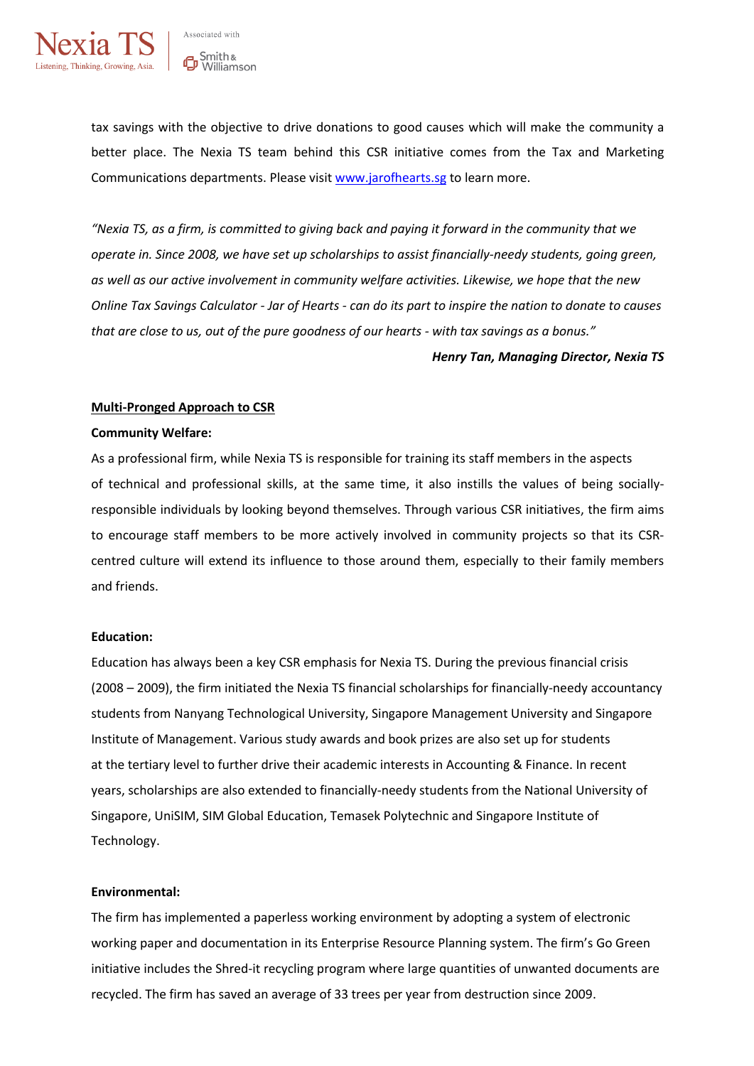tax savings with the objective to drive donations to good causes which will make the community a better place. The Nexia TS team behind this CSR initiative comes from the Tax and Marketing Communications departments. Please visit [www.jarofhearts.sg](http://www.jarofhearts.sg) to learn more.

*"Nexia TS, as a firm, is committed to giving back and paying it forward in the community that we operate in. Since 2008, we have set up scholarships to assist financially-needy students, going green, as well as our active involvement in community welfare activities. Likewise, we hope that the new Online Tax Savings Calculator - Jar of Hearts - can do its part to inspire the nation to donate to causes that are close to us, out of the pure goodness of our hearts - with tax savings as a bonus."*

***Henry Tan, Managing Director, Nexia TS***

**Multi-Pronged Approach to CSR**

**Community Welfare:**

As a professional firm, while Nexia TS is responsible for training its staff members in the aspects of technical and professional skills, at the same time, it also instills the values of being socially-responsible individuals by looking beyond themselves. Through various CSR initiatives, the firm aims to encourage staff members to be more actively involved in community projects so that its CSR-centred culture will extend its influence to those around them, especially to their family members and friends.

**Education:**

Education has always been a key CSR emphasis for Nexia TS. During the previous financial crisis (2008 – 2009), the firm initiated the Nexia TS financial scholarships for financially-needy accountancy students from Nanyang Technological University, Singapore Management University and Singapore Institute of Management. Various study awards and book prizes are also set up for students at the tertiary level to further drive their academic interests in Accounting & Finance. In recent years, scholarships are also extended to financially-needy students from the National University of Singapore, UniSIM, SIM Global Education, Temasek Polytechnic and Singapore Institute of Technology.

**Environmental:**

The firm has implemented a paperless working environment by adopting a system of electronic working paper and documentation in its Enterprise Resource Planning system. The firm's Go Green initiative includes the Shred-it recycling program where large quantities of unwanted documents are recycled. The firm has saved an average of 33 trees per year from destruction since 2009.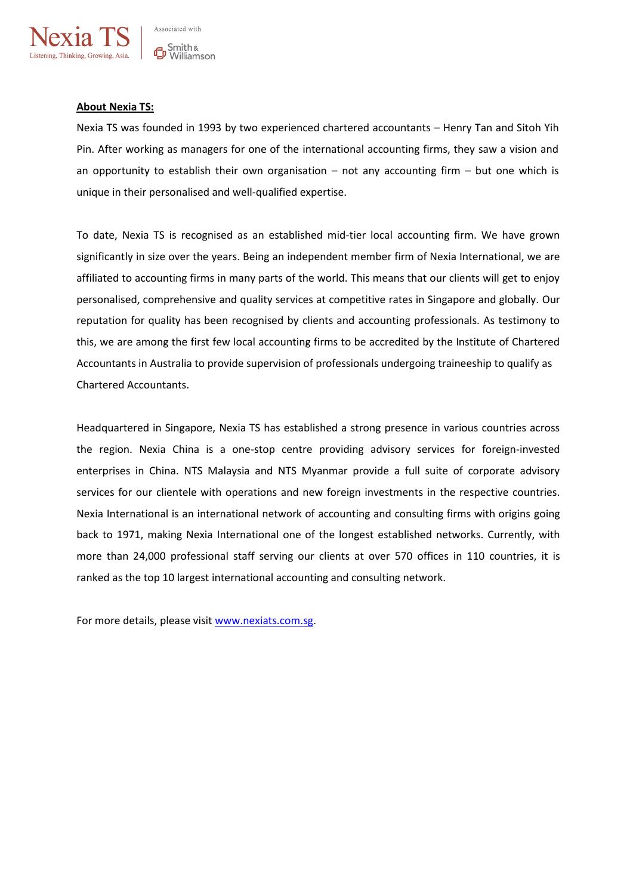**About Nexia TS:**

Nexia TS was founded in 1993 by two experienced chartered accountants – Henry Tan and Sitoh Yih Pin. After working as managers for one of the international accounting firms, they saw a vision and an opportunity to establish their own organisation – not any accounting firm – but one which is unique in their personalised and well-qualified expertise.

To date, Nexia TS is recognised as an established mid-tier local accounting firm. We have grown significantly in size over the years. Being an independent member firm of Nexia International, we are affiliated to accounting firms in many parts of the world. This means that our clients will get to enjoy personalised, comprehensive and quality services at competitive rates in Singapore and globally. Our reputation for quality has been recognised by clients and accounting professionals. As testimony to this, we are among the first few local accounting firms to be accredited by the Institute of Chartered Accountants in Australia to provide supervision of professionals undergoing traineeship to qualify as Chartered Accountants.

Headquartered in Singapore, Nexia TS has established a strong presence in various countries across the region. Nexia China is a one-stop centre providing advisory services for foreign-invested enterprises in China. NTS Malaysia and NTS Myanmar provide a full suite of corporate advisory services for our clientele with operations and new foreign investments in the respective countries. Nexia International is an international network of accounting and consulting firms with origins going back to 1971, making Nexia International one of the longest established networks. Currently, with more than 24,000 professional staff serving our clients at over 570 offices in 110 countries, it is ranked as the top 10 largest international accounting and consulting network.

For more details, please visit www.nexiats.com.sg.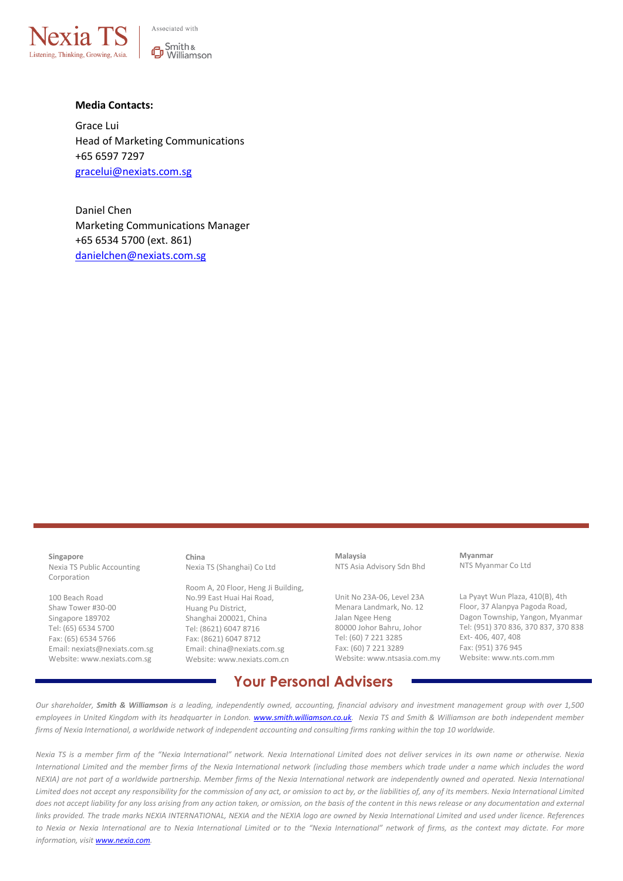**Media Contacts:**

Grace Lui
Head of Marketing Communications
+65 6597 7297
gracelui@nexiats.com.sg

Daniel Chen
Marketing Communications Manager
+65 6534 5700 (ext. 861)
danielchen@nexiats.com.sg

**Singapore**
Nexia TS Public Accounting Corporation

100 Beach Road
Shaw Tower #30-00
Singapore 189702
Tel: (65) 6534 5700
Fax: (65) 6534 5766
Email: nexiats@nexiats.com.sg
Website: www.nexiats.com.sg

**China**
Nexia TS (Shanghai) Co Ltd

Room A, 20 Floor, Heng Ji Building,
No.99 East Huai Hai Road,
Huang Pu District,
Shanghai 200021, China
Tel: (8621) 6047 8716
Fax: (8621) 6047 8712
Email: china@nexiats.com.sg
Website: www.nexiats.com.cn

**Malaysia**
NTS Asia Advisory Sdn Bhd

Unit No 23A-06, Level 23A
Menara Landmark, No. 12
Jalan Ngee Heng
80000 Johor Bahru, Johor
Tel: (60) 7 221 3285
Fax: (60) 7 221 3289
Website: www.ntsasia.com.my

**Myanmar**
NTS Myanmar Co Ltd

La Pyayt Wun Plaza, 410(B), 4th Floor, 37 Alanpya Pagoda Road,
Dagon Township, Yangon, Myanmar
Tel: (951) 370 836, 370 837, 370 838
Ext- 406, 407, 408
Fax: (951) 376 945
Website: www.nts.com.mm

## Your Personal Advisers

*Our shareholder, **Smith & Williamson** is a leading, independently owned, accounting, financial advisory and investment management group with over 1,500 employees in United Kingdom with its headquarter in London. www.smith.williamson.co.uk. Nexia TS and Smith & Williamson are both independent member firms of Nexia International, a worldwide network of independent accounting and consulting firms ranking within the top 10 worldwide.*

*Nexia TS is a member firm of the "Nexia International" network. Nexia International Limited does not deliver services in its own name or otherwise. Nexia International Limited and the member firms of the Nexia International network (including those members which trade under a name which includes the word NEXIA) are not part of a worldwide partnership. Member firms of the Nexia International network are independently owned and operated. Nexia International Limited does not accept any responsibility for the commission of any act, or omission to act by, or the liabilities of, any of its members. Nexia International Limited does not accept liability for any loss arising from any action taken, or omission, on the basis of the content in this news release or any documentation and external links provided. The trade marks NEXIA INTERNATIONAL, NEXIA and the NEXIA logo are owned by Nexia International Limited and used under licence. References to Nexia or Nexia International are to Nexia International Limited or to the "Nexia International" network of firms, as the context may dictate. For more information, visit www.nexia.com.*